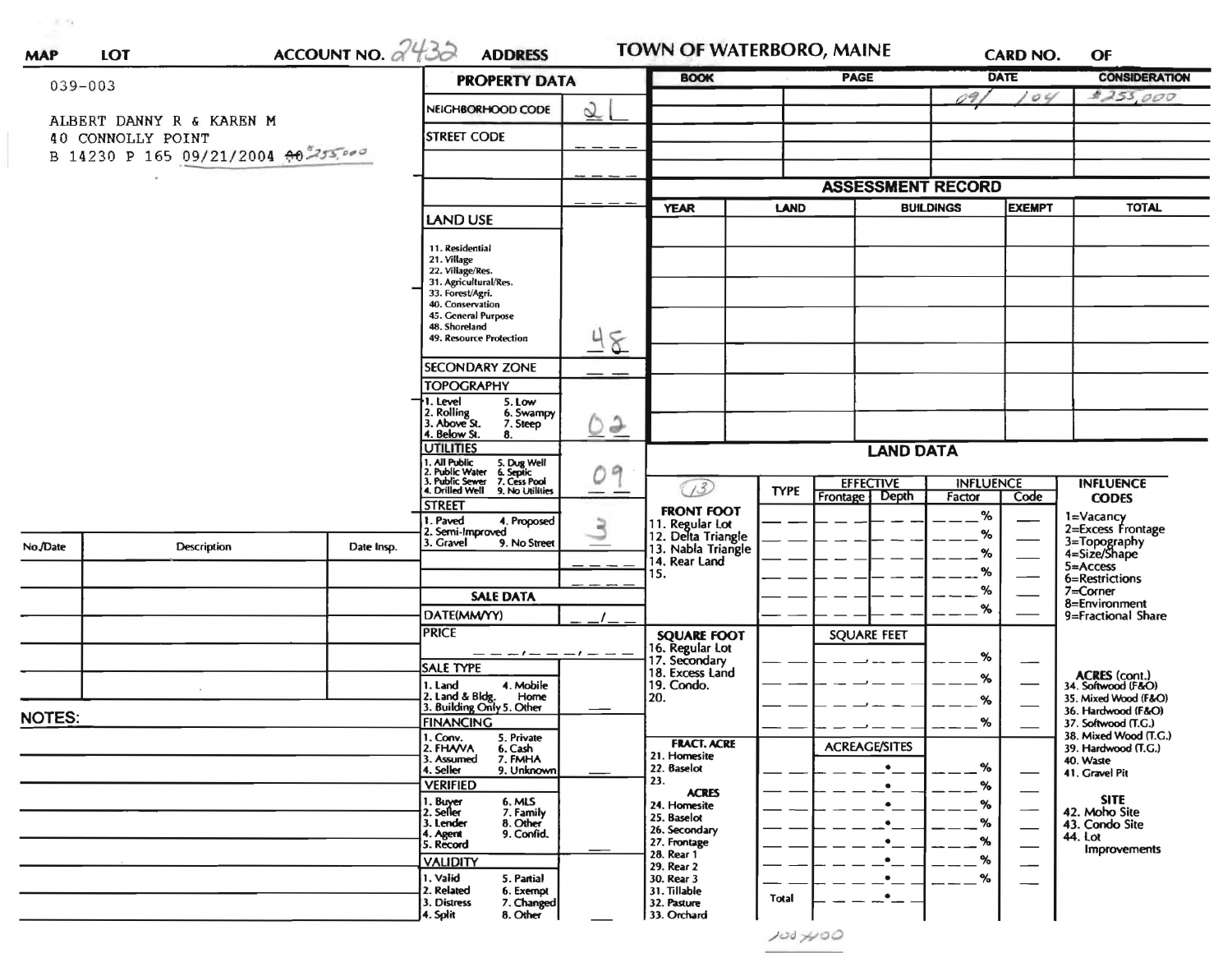MAP LOT ACCOUNT NO. 2432 ADDRESS

TOWN OF WATERBORO, MAINE

CARD NO. OF

039-003

ALBERT DANNY R & KAREN M
40 CONNOLLY POINT
B 14230 P 165 09/21/2004 $0 $255,000

## PROPERTY DATA

| Field | Value |
|---|---|
| NEIGHBORHOOD CODE | 21 |
| STREET CODE | |
| LAND USE | 48 |
| SECONDARY ZONE | |
| TOPOGRAPHY | 02 |
| UTILITIES | 09 |
| STREET | 3 |

LAND USE: 11. Residential, 21. Village, 22. Village/Res., 31. Agricultural/Res., 33. Forest/Agri., 40. Conservation, 45. General Purpose, 48. Shoreland, 49. Resource Protection

TOPOGRAPHY: 1. Level, 2. Rolling, 3. Above St., 4. Below St., 5. Low, 6. Swampy, 7. Steep, 8.

UTILITIES: 1. All Public, 2. Public Water, 3. Public Sewer, 4. Drilled Well, 5. Dug Well, 6. Septic, 7. Cess Pool, 9. No Utilities

STREET: 1. Paved, 2. Semi-Improved, 3. Gravel, 4. Proposed, 9. No Street

### SALE DATA

DATE(MM/YY) __/__

PRICE

SALE TYPE: 1. Land, 2. Land & Bldg., 3. Building Only, 4. Mobile Home, 5. Other

FINANCING: 1. Conv., 2. FHA/VA, 3. Assumed, 4. Seller, 5. Private, 6. Cash, 7. FMHA, 9. Unknown

VERIFIED: 1. Buyer, 2. Seller, 3. Lender, 4. Agent, 5. Record, 6. MLS, 7. Family, 8. Other, 9. Confid.

VALIDITY: 1. Valid, 2. Related, 3. Distress, 4. Split, 5. Partial, 6. Exempt, 7. Changed, 8. Other

| BOOK | PAGE | DATE | CONSIDERATION |
|---|---|---|---|
| | | 09/04 | $255,000 |

## ASSESSMENT RECORD

| YEAR | LAND | BUILDINGS | EXEMPT | TOTAL |
|---|---|---|---|---|
| | | | | |

## LAND DATA

(13)

| | TYPE | EFFECTIVE Frontage | EFFECTIVE Depth | INFLUENCE Factor | INFLUENCE Code |
|---|---|---|---|---|---|
| FRONT FOOT: 11. Regular Lot, 12. Delta Triangle, 13. Nabla Triangle, 14. Rear Land, 15. | | | | % | |
| SQUARE FOOT: 16. Regular Lot, 17. Secondary, 18. Excess Land, 19. Condo., 20. | | SQUARE FEET | | % | |
| FRACT. ACRE: 21. Homesite, 22. Baselot, 23. ACRES: 24. Homesite, 25. Baselot, 26. Secondary, 27. Frontage, 28. Rear 1, 29. Rear 2, 30. Rear 3, 31. Tillable, 32. Pasture, 33. Orchard | Total | ACREAGE/SITES | | % | |

INFLUENCE CODES: 1=Vacancy, 2=Excess Frontage, 3=Topography, 4=Size/Shape, 5=Access, 6=Restrictions, 7=Corner, 8=Environment, 9=Fractional Share

ACRES (cont.): 34. Softwood (F&O), 35. Mixed Wood (F&O), 36. Hardwood (F&O), 37. Softwood (T.G.), 38. Mixed Wood (T.G.), 39. Hardwood (T.G.), 40. Waste, 41. Gravel Pit

SITE: 42. Moho Site, 43. Condo Site, 44. Lot Improvements

| No./Date | Description | Date Insp. |
|---|---|---|
| | | |

NOTES:

100400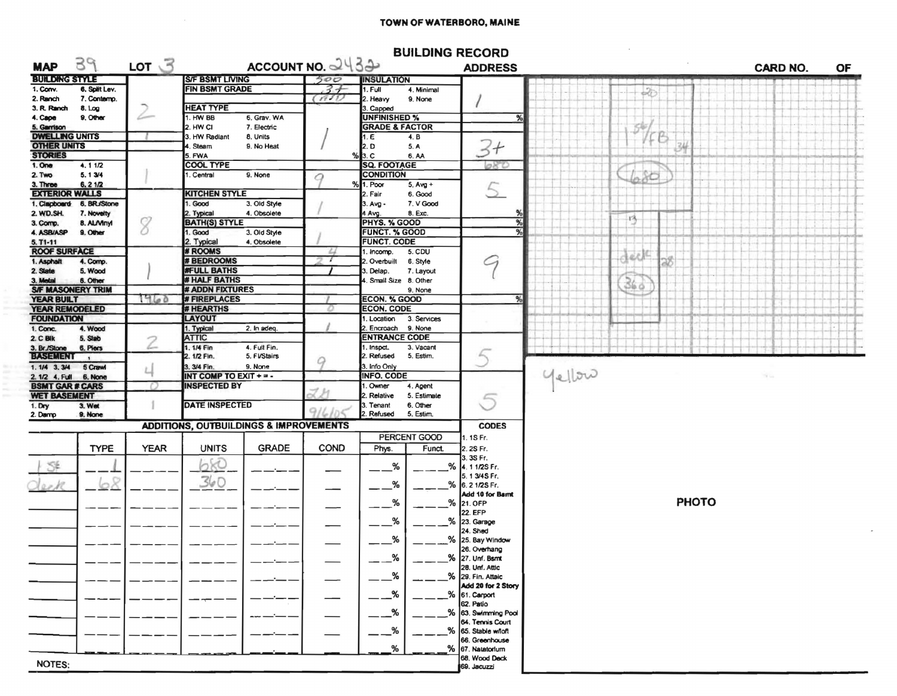**TOWN OF WATERBORO, MAINE**

## BUILDING RECORD

MAP 39 LOT 3 ACCOUNT NO. 2432 ADDRESS CARD NO. OF

| Field | Value | Field | Value | Field | Value |
|---|---|---|---|---|---|
| **BUILDING STYLE** 1. Conv. 2. Ranch 3. R. Ranch 4. Cape 5. Garrison 6. Split Lev. 7. Contemp. 8. Log 9. Other | 2 | **S/F BSMT LIVING** | 300 | **INSULATION** 1. Full 2. Heavy 3. Capped 4. Minimal 9. None | 1 |
| **DWELLING UNITS** | 1 | **FIN BSMT GRADE** | 3+ (AVD) | **UNFINISHED %** | % |
| **OTHER UNITS** | | **HEAT TYPE** 1. HW BB 2. HW CI 3. HW Radiant 4. Steam 5. FWA 6. Grav. WA 7. Electric 8. Units 9. No Heat | 1 % | **GRADE & FACTOR** 1. E 2. D 3. C 4. B 5. A 6. AA | 3+ |
| **STORIES** 1. One 2. Two 3. Three 4. 1 1/2 5. 1 3/4 6. 2 1/2 | 1 | **COOL TYPE** 1. Central 9. None | 9 % | **SQ. FOOTAGE** | 680 |
| **EXTERIOR WALLS** 1. Clapboard 2. WD.SH. 3. Comp. 4. ASB/ASP 5. T1-11 6. BR./Stone 7. Novelty 8. AL/Vinyl 9. Other | 8 | **KITCHEN STYLE** 1. Good 2. Typical 3. Old Style 4. Obsolete | 1 | **CONDITION** 1. Poor 2. Fair 3. Avg - 4. Avg. 5. Avg + 6. Good 7. V Good 8. Exc. | 5 % |
| | | **BATH(S) STYLE** 1. Good 2. Typical 3. Old Style 4. Obsolete | 1 | **PHYS. % GOOD** | % |
| | | | | **FUNCT. % GOOD** | % |
| **ROOF SURFACE** 1. Asphalt 2. Slate 3. Metal 4. Comp. 5. Wood 6. Other | 1 | **# ROOMS** | 4 | **FUNCT. CODE** 1. Incomp. 2. Overbuilt 3. Delap. 4. Small Size 5. CDU 6. Style 7. Layout 8. Other 9. None | 9 |
| | | **# BEDROOMS** | 2 | | |
| | | **#FULL BATHS** | 1 | | |
| | | **# HALF BATHS** | | | |
| **S/F MASONERY TRIM** | | **# ADDN FIXTURES** | | | |
| **YEAR BUILT** | 1960 | **# FIREPLACES** | 1 | **ECON. % GOOD** | % |
| **YEAR REMODELED** | | **# HEARTHS** | 0 | **ECON. CODE** 1. Location 2. Encroach 3. Services 9. None | |
| **FOUNDATION** 1. Conc. 2. C Blk 3. Br./Stone 4. Wood 5. Slab 6. Piers | 2 | **LAYOUT** 1. Typical 2. In adeq. | 1 | | |
| **BASEMENT** 1. 1/4 2. 1/2 3. 3/4 4. Full 5 Crawl 6. None | 4 | **ATTIC** 1. 1/4 Fin 2. 1/2 Fin. 3. 3/4 Fin. 4. Full Fin. 5. Fl/Stairs 9. None | 9 | **ENTRANCE CODE** 1. Inspct. 2. Refused 3. Info Only 4. Vacant 5. Estim. | 5 |
| **BSMT GAR # CARS** | 0 | **INT COMP TO EXIT + = -** | | **INFO. CODE** 1. Owner 2. Relative 3. Tenant 4. Agent 5. Estimate 6. Other | 5 |
| **WET BASEMENT** 1. Dry 2. Damp 3. Wet 9. None | 1 | **INSPECTED BY** | ZH | | |
| | | **DATE INSPECTED** | 9/6/05 | | |

Sketch: 1st/FB 20 x 34 (680); 13 x 28 deck (360)

Yellow

### ADDITIONS, OUTBUILDINGS & IMPROVEMENTS

| | TYPE | YEAR | UNITS | GRADE | COND | PERCENT GOOD Phys. | Funct. |
|---|---|---|---|---|---|---|---|
| 1 St | 1 | | 680 | | | % | % |
| deck | 68 | | 360 | | | % | % |
| | | | | | | % | % |
| | | | | | | % | % |
| | | | | | | % | % |
| | | | | | | % | % |
| | | | | | | % | % |
| | | | | | | % | % |
| | | | | | | % | % |
| | | | | | | % | % |
| | | | | | | % | % |

**CODES**
1. 1S Fr.
2. 2S Fr.
3. 3S Fr.
4. 1 1/2S Fr.
5. 1 3/4S Fr.
6. 2 1/2S Fr.
Add 10 for Bsmt
21. OFP
22. EFP
23. Garage
24. Shed
25. Bay Window
26. Overhang
27. Unf. Bsmt
28. Unf. Attic
29. Fin. Attaic
Add 20 for 2 Story
61. Carport
62. Patio
63. Swimming Pool
64. Tennis Court
65. Stable w/loft
66. Greenhouse
67. Natatorium
68. Wood Deck
69. Jacuzzi

PHOTO

NOTES: